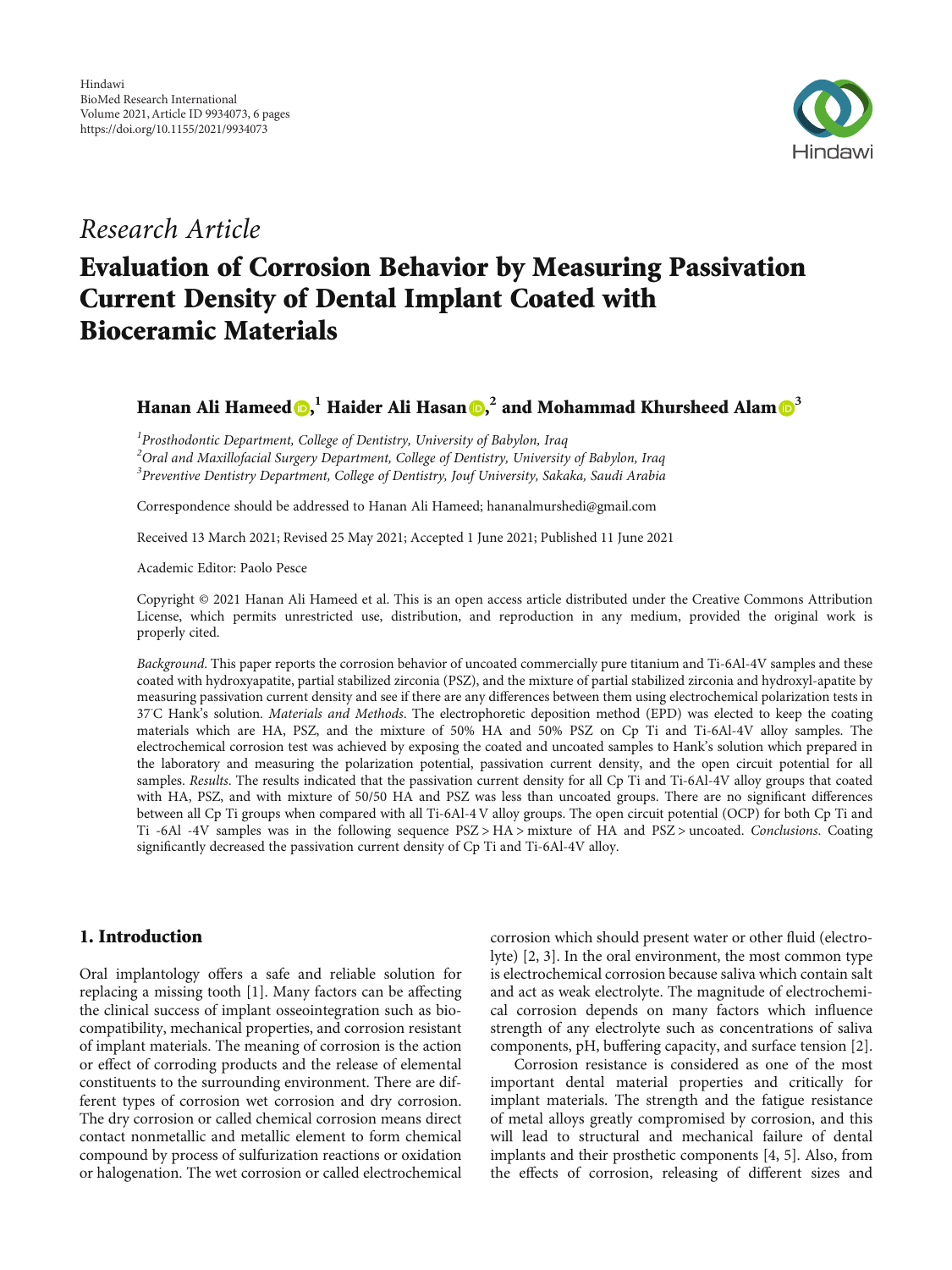Hindawi
BioMed Research International
Volume 2021, Article ID 9934073, 6 pages
https://doi.org/10.1155/2021/9934073

*Research Article*

# Evaluation of Corrosion Behavior by Measuring Passivation Current Density of Dental Implant Coated with Bioceramic Materials

**Hanan Ali Hameed**[1], **Haider Ali Hasan**[2], **and Mohammad Khursheed Alam**[3]

[1]*Prosthodontic Department, College of Dentistry, University of Babylon, Iraq*
[2]*Oral and Maxillofacial Surgery Department, College of Dentistry, University of Babylon, Iraq*
[3]*Preventive Dentistry Department, College of Dentistry, Jouf University, Sakaka, Saudi Arabia*

Correspondence should be addressed to Hanan Ali Hameed; hananalmurshedi@gmail.com

Received 13 March 2021; Revised 25 May 2021; Accepted 1 June 2021; Published 11 June 2021

Academic Editor: Paolo Pesce

Copyright © 2021 Hanan Ali Hameed et al. This is an open access article distributed under the Creative Commons Attribution License, which permits unrestricted use, distribution, and reproduction in any medium, provided the original work is properly cited.

*Background*. This paper reports the corrosion behavior of uncoated commercially pure titanium and Ti-6Al-4V samples and these coated with hydroxyapatite, partial stabilized zirconia (PSZ), and the mixture of partial stabilized zirconia and hydroxyl-apatite by measuring passivation current density and see if there are any differences between them using electrochemical polarization tests in 37°C Hank's solution. *Materials and Methods*. The electrophoretic deposition method (EPD) was elected to keep the coating materials which are HA, PSZ, and the mixture of 50% HA and 50% PSZ on Cp Ti and Ti-6Al-4V alloy samples. The electrochemical corrosion test was achieved by exposing the coated and uncoated samples to Hank's solution which prepared in the laboratory and measuring the polarization potential, passivation current density, and the open circuit potential for all samples. *Results*. The results indicated that the passivation current density for all Cp Ti and Ti-6Al-4V alloy groups that coated with HA, PSZ, and with mixture of 50/50 HA and PSZ was less than uncoated groups. There are no significant differences between all Cp Ti groups when compared with all Ti-6Al-4 V alloy groups. The open circuit potential (OCP) for both Cp Ti and Ti -6Al -4V samples was in the following sequence PSZ > HA > mixture of HA and PSZ > uncoated. *Conclusions*. Coating significantly decreased the passivation current density of Cp Ti and Ti-6Al-4V alloy.

## 1. Introduction

Oral implantology offers a safe and reliable solution for replacing a missing tooth [1]. Many factors can be affecting the clinical success of implant osseointegration such as biocompatibility, mechanical properties, and corrosion resistant of implant materials. The meaning of corrosion is the action or effect of corroding products and the release of elemental constituents to the surrounding environment. There are different types of corrosion wet corrosion and dry corrosion. The dry corrosion or called chemical corrosion means direct contact nonmetallic and metallic element to form chemical compound by process of sulfurization reactions or oxidation or halogenation. The wet corrosion or called electrochemical corrosion which should present water or other fluid (electrolyte) [2, 3]. In the oral environment, the most common type is electrochemical corrosion because saliva which contain salt and act as weak electrolyte. The magnitude of electrochemical corrosion depends on many factors which influence strength of any electrolyte such as concentrations of saliva components, pH, buffering capacity, and surface tension [2].

Corrosion resistance is considered as one of the most important dental material properties and critically for implant materials. The strength and the fatigue resistance of metal alloys greatly compromised by corrosion, and this will lead to structural and mechanical failure of dental implants and their prosthetic components [4, 5]. Also, from the effects of corrosion, releasing of different sizes and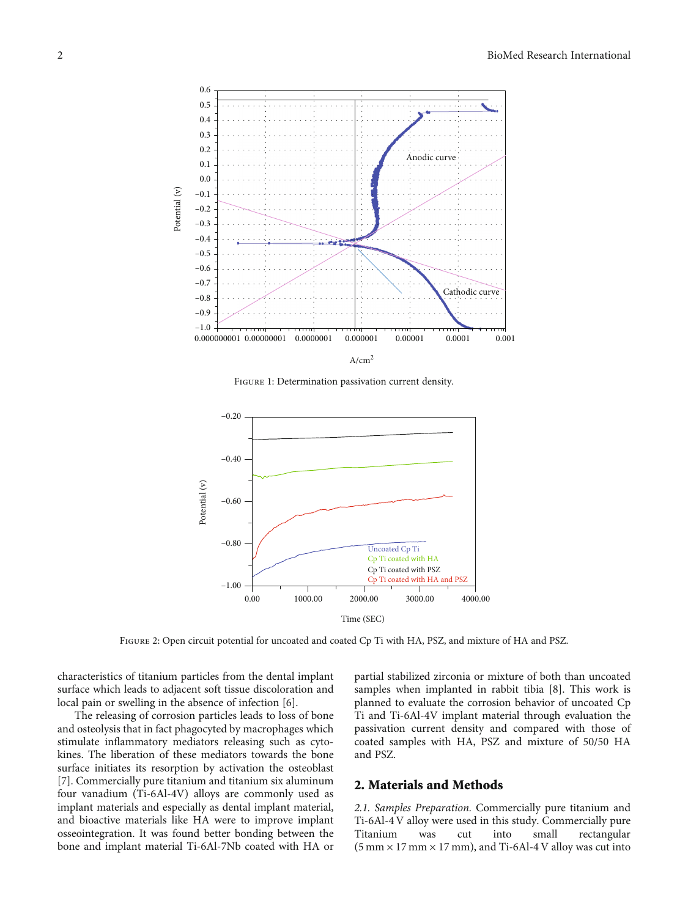Figure 1: Determination passivation current density.

Figure 2: Open circuit potential for uncoated and coated Cp Ti with HA, PSZ, and mixture of HA and PSZ.

characteristics of titanium particles from the dental implant surface which leads to adjacent soft tissue discoloration and local pain or swelling in the absence of infection [6].

The releasing of corrosion particles leads to loss of bone and osteolysis that in fact phagocyted by macrophages which stimulate inflammatory mediators releasing such as cytokines. The liberation of these mediators towards the bone surface initiates its resorption by activation the osteoblast [7]. Commercially pure titanium and titanium six aluminum four vanadium (Ti-6Al-4V) alloys are commonly used as implant materials and especially as dental implant material, and bioactive materials like HA were to improve implant osseointegration. It was found better bonding between the bone and implant material Ti-6Al-7Nb coated with HA or partial stabilized zirconia or mixture of both than uncoated samples when implanted in rabbit tibia [8]. This work is planned to evaluate the corrosion behavior of uncoated Cp Ti and Ti-6Al-4V implant material through evaluation the passivation current density and compared with those of coated samples with HA, PSZ and mixture of 50/50 HA and PSZ.

## 2. Materials and Methods

*2.1. Samples Preparation.* Commercially pure titanium and Ti-6Al-4 V alloy were used in this study. Commercially pure Titanium was cut into small rectangular (5 mm × 17 mm × 17 mm), and Ti-6Al-4 V alloy was cut into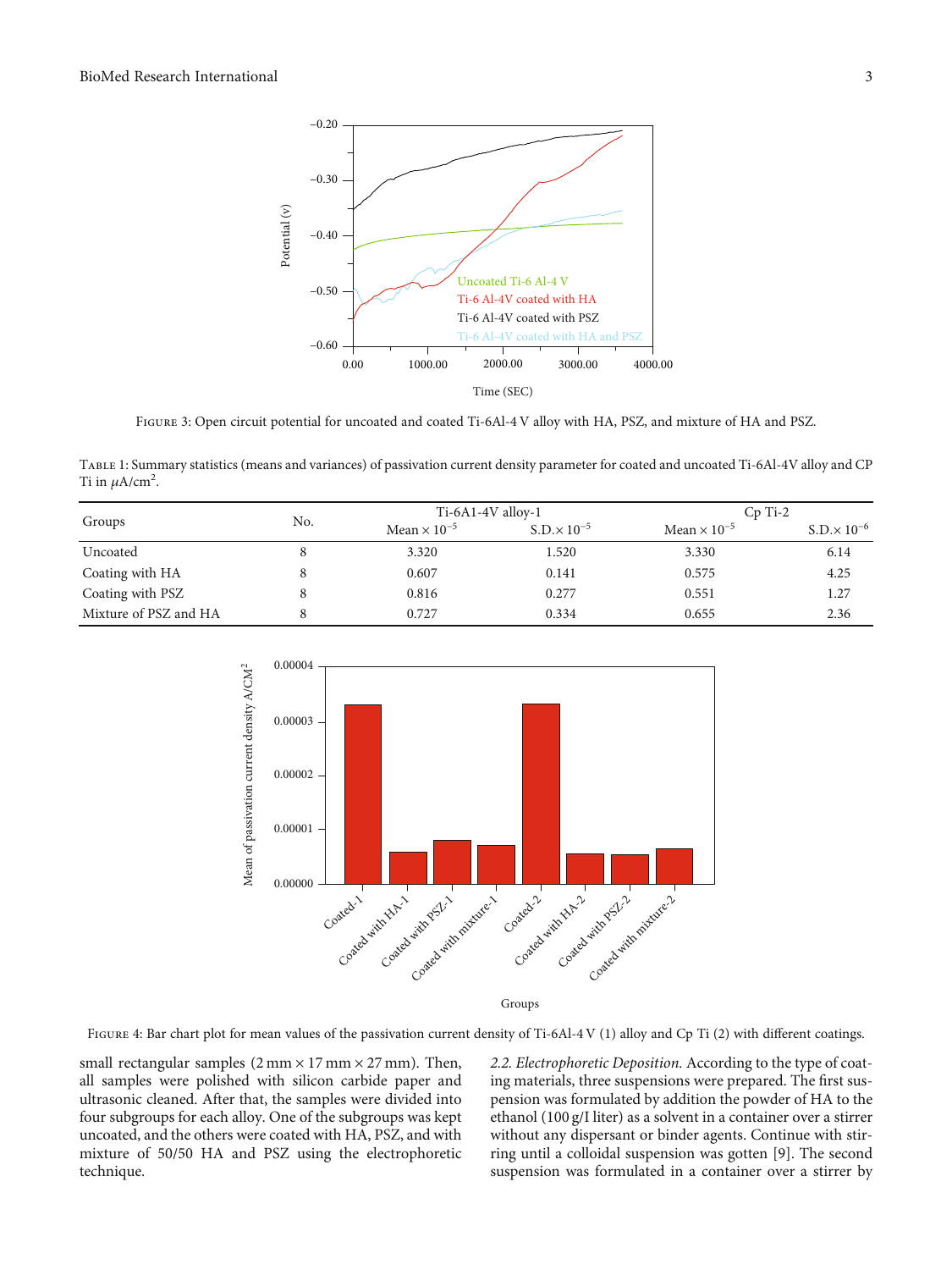Figure 3: Open circuit potential for uncoated and coated Ti-6Al-4 V alloy with HA, PSZ, and mixture of HA and PSZ.

Table 1: Summary statistics (means and variances) of passivation current density parameter for coated and uncoated Ti-6Al-4V alloy and CP Ti in $\mu$A/cm$^2$.

| Groups | No. | Ti-6A1-4V alloy-1 | | Cp Ti-2 | |
|---|---|---|---|---|---|
| | | Mean $\times 10^{-5}$ | S.D.$\times 10^{-5}$ | Mean $\times 10^{-5}$ | S.D.$\times 10^{-6}$ |
| Uncoated | 8 | 3.320 | 1.520 | 3.330 | 6.14 |
| Coating with HA | 8 | 0.607 | 0.141 | 0.575 | 4.25 |
| Coating with PSZ | 8 | 0.816 | 0.277 | 0.551 | 1.27 |
| Mixture of PSZ and HA | 8 | 0.727 | 0.334 | 0.655 | 2.36 |

Figure 4: Bar chart plot for mean values of the passivation current density of Ti-6Al-4 V (1) alloy and Cp Ti (2) with different coatings.

small rectangular samples (2 mm × 17 mm × 27 mm). Then, all samples were polished with silicon carbide paper and ultrasonic cleaned. After that, the samples were divided into four subgroups for each alloy. One of the subgroups was kept uncoated, and the others were coated with HA, PSZ, and with mixture of 50/50 HA and PSZ using the electrophoretic technique.

*2.2. Electrophoretic Deposition.* According to the type of coating materials, three suspensions were prepared. The first suspension was formulated by addition the powder of HA to the ethanol (100 g/I liter) as a solvent in a container over a stirrer without any dispersant or binder agents. Continue with stirring until a colloidal suspension was gotten [9]. The second suspension was formulated in a container over a stirrer by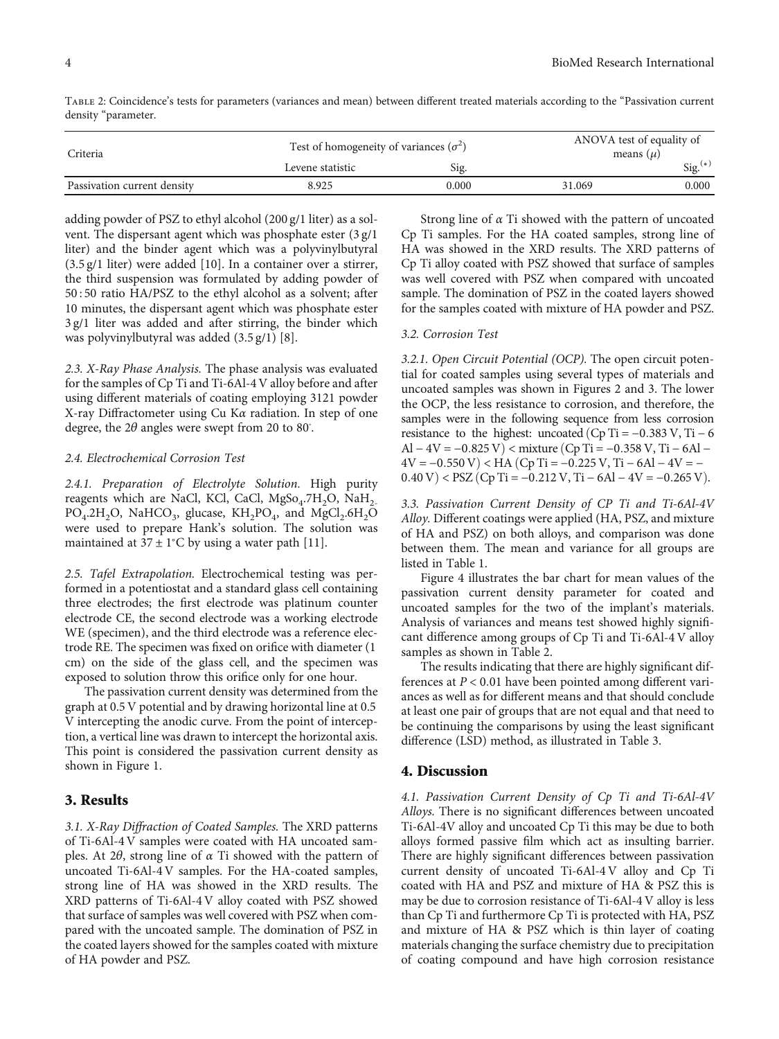Table 2: Coincidence's tests for parameters (variances and mean) between different treated materials according to the "Passivation current density "parameter.

| Criteria | Test of homogeneity of variances ($\sigma^2$) | | ANOVA test of equality of means ($\mu$) | |
|---|---|---|---|---|
| | Levene statistic | Sig. | | Sig.$^{(*)}$ |
| Passivation current density | 8.925 | 0.000 | 31.069 | 0.000 |

adding powder of PSZ to ethyl alcohol (200 g/1 liter) as a solvent. The dispersant agent which was phosphate ester (3 g/1 liter) and the binder agent which was a polyvinylbutyral (3.5 g/1 liter) were added [10]. In a container over a stirrer, the third suspension was formulated by adding powder of 50 : 50 ratio HA/PSZ to the ethyl alcohol as a solvent; after 10 minutes, the dispersant agent which was phosphate ester 3 g/1 liter was added and after stirring, the binder which was polyvinylbutyral was added (3.5 g/1) [8].

*2.3. X-Ray Phase Analysis.* The phase analysis was evaluated for the samples of Cp Ti and Ti-6Al-4 V alloy before and after using different materials of coating employing 3121 powder X-ray Diffractometer using Cu K$\alpha$ radiation. In step of one degree, the 2$\theta$ angles were swept from 20 to 80°.

*2.4. Electrochemical Corrosion Test*

*2.4.1. Preparation of Electrolyte Solution.* High purity reagents which are NaCl, KCl, CaCl, $MgSo_4.7H_2O$, $NaH_2PO_4.2H_2O$, $NaHCO_3$, glucase, $KH_2PO_4$, and $MgCl_2.6H_2O$ were used to prepare Hank's solution. The solution was maintained at $37 \pm 1$°C by using a water path [11].

*2.5. Tafel Extrapolation.* Electrochemical testing was performed in a potentiostat and a standard glass cell containing three electrodes; the first electrode was platinum counter electrode CE, the second electrode was a working electrode WE (specimen), and the third electrode was a reference electrode RE. The specimen was fixed on orifice with diameter (1 cm) on the side of the glass cell, and the specimen was exposed to solution throw this orifice only for one hour.

The passivation current density was determined from the graph at 0.5 V potential and by drawing horizontal line at 0.5 V intercepting the anodic curve. From the point of interception, a vertical line was drawn to intercept the horizontal axis. This point is considered the passivation current density as shown in Figure 1.

## 3. Results

*3.1. X-Ray Diffraction of Coated Samples.* The XRD patterns of Ti-6Al-4 V samples were coated with HA uncoated samples. At 2$\theta$, strong line of $\alpha$ Ti showed with the pattern of uncoated Ti-6Al-4 V samples. For the HA-coated samples, strong line of HA was showed in the XRD results. The XRD patterns of Ti-6Al-4 V alloy coated with PSZ showed that surface of samples was well covered with PSZ when compared with the uncoated sample. The domination of PSZ in the coated layers showed for the samples coated with mixture of HA powder and PSZ.

Strong line of $\alpha$ Ti showed with the pattern of uncoated Cp Ti samples. For the HA coated samples, strong line of HA was showed in the XRD results. The XRD patterns of Cp Ti alloy coated with PSZ showed that surface of samples was well covered with PSZ when compared with uncoated sample. The domination of PSZ in the coated layers showed for the samples coated with mixture of HA powder and PSZ.

*3.2. Corrosion Test*

*3.2.1. Open Circuit Potential (OCP).* The open circuit potential for coated samples using several types of materials and uncoated samples was shown in Figures 2 and 3. The lower the OCP, the less resistance to corrosion, and therefore, the samples were in the following sequence from less corrosion resistance to the highest: uncoated (Cp Ti = −0.383 V, Ti − 6 Al − 4V = −0.825 V) < mixture (Cp Ti = −0.358 V, Ti − 6Al − 4V = −0.550 V) < HA (Cp Ti = −0.225 V, Ti − 6Al − 4V = −0.40 V) < PSZ (Cp Ti = −0.212 V, Ti − 6Al − 4V = −0.265 V).

*3.3. Passivation Current Density of CP Ti and Ti-6Al-4V Alloy.* Different coatings were applied (HA, PSZ, and mixture of HA and PSZ) on both alloys, and comparison was done between them. The mean and variance for all groups are listed in Table 1.

Figure 4 illustrates the bar chart for mean values of the passivation current density parameter for coated and uncoated samples for the two of the implant's materials. Analysis of variances and means test showed highly significant difference among groups of Cp Ti and Ti-6Al-4 V alloy samples as shown in Table 2.

The results indicating that there are highly significant differences at $P < 0.01$ have been pointed among different variances as well as for different means and that should conclude at least one pair of groups that are not equal and that need to be continuing the comparisons by using the least significant difference (LSD) method, as illustrated in Table 3.

## 4. Discussion

*4.1. Passivation Current Density of Cp Ti and Ti-6Al-4V Alloys.* There is no significant differences between uncoated Ti-6Al-4V alloy and uncoated Cp Ti this may be due to both alloys formed passive film which act as insulting barrier. There are highly significant differences between passivation current density of uncoated Ti-6Al-4 V alloy and Cp Ti coated with HA and PSZ and mixture of HA & PSZ this is may be due to corrosion resistance of Ti-6Al-4 V alloy is less than Cp Ti and furthermore Cp Ti is protected with HA, PSZ and mixture of HA & PSZ which is thin layer of coating materials changing the surface chemistry due to precipitation of coating compound and have high corrosion resistance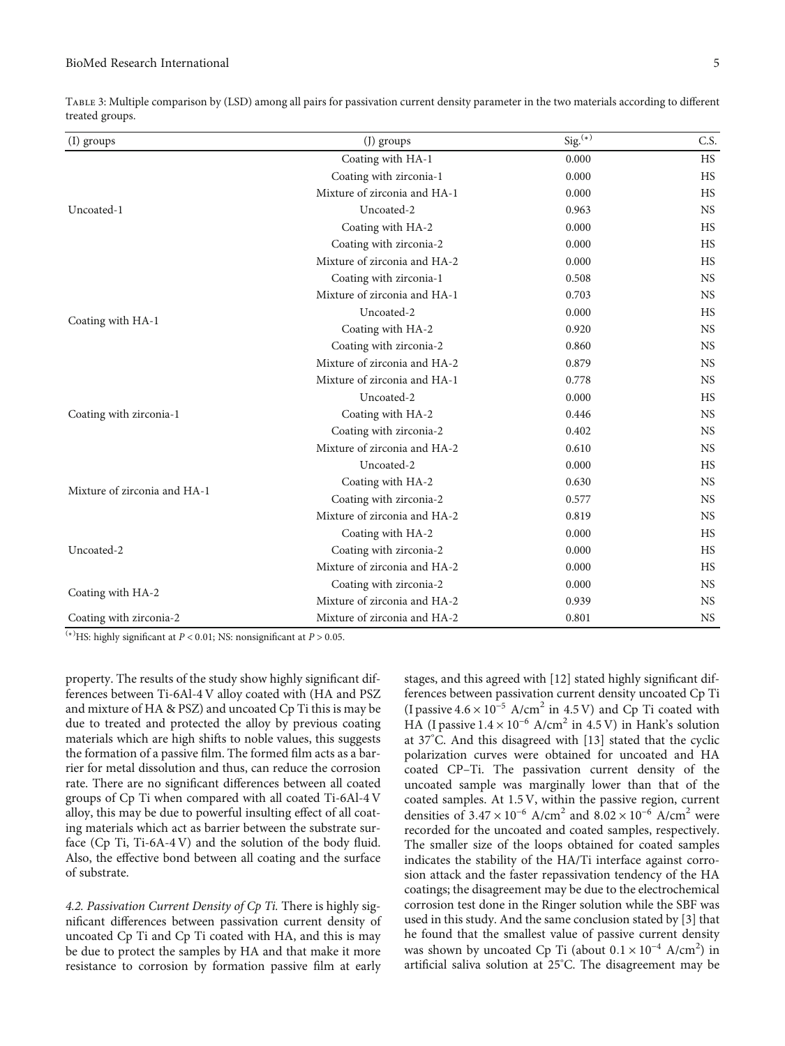Table 3: Multiple comparison by (LSD) among all pairs for passivation current density parameter in the two materials according to different treated groups.

| (I) groups | (J) groups | Sig.(*) | C.S. |
|---|---|---|---|
| Uncoated-1 | Coating with HA-1 | 0.000 | HS |
| | Coating with zirconia-1 | 0.000 | HS |
| | Mixture of zirconia and HA-1 | 0.000 | HS |
| | Uncoated-2 | 0.963 | NS |
| | Coating with HA-2 | 0.000 | HS |
| | Coating with zirconia-2 | 0.000 | HS |
| | Mixture of zirconia and HA-2 | 0.000 | HS |
| Coating with HA-1 | Coating with zirconia-1 | 0.508 | NS |
| | Mixture of zirconia and HA-1 | 0.703 | NS |
| | Uncoated-2 | 0.000 | HS |
| | Coating with HA-2 | 0.920 | NS |
| | Coating with zirconia-2 | 0.860 | NS |
| | Mixture of zirconia and HA-2 | 0.879 | NS |
| Coating with zirconia-1 | Mixture of zirconia and HA-1 | 0.778 | NS |
| | Uncoated-2 | 0.000 | HS |
| | Coating with HA-2 | 0.446 | NS |
| | Coating with zirconia-2 | 0.402 | NS |
| | Mixture of zirconia and HA-2 | 0.610 | NS |
| Mixture of zirconia and HA-1 | Uncoated-2 | 0.000 | HS |
| | Coating with HA-2 | 0.630 | NS |
| | Coating with zirconia-2 | 0.577 | NS |
| | Mixture of zirconia and HA-2 | 0.819 | NS |
| Uncoated-2 | Coating with HA-2 | 0.000 | HS |
| | Coating with zirconia-2 | 0.000 | HS |
| | Mixture of zirconia and HA-2 | 0.000 | HS |
| Coating with HA-2 | Coating with zirconia-2 | 0.000 | NS |
| | Mixture of zirconia and HA-2 | 0.939 | NS |
| Coating with zirconia-2 | Mixture of zirconia and HA-2 | 0.801 | NS |

(*)HS: highly significant at $P < 0.01$; NS: nonsignificant at $P > 0.05$.

property. The results of the study show highly significant differences between Ti-6Al-4 V alloy coated with (HA and PSZ and mixture of HA & PSZ) and uncoated Cp Ti this is may be due to treated and protected the alloy by previous coating materials which are high shifts to noble values, this suggests the formation of a passive film. The formed film acts as a barrier for metal dissolution and thus, can reduce the corrosion rate. There are no significant differences between all coated groups of Cp Ti when compared with all coated Ti-6Al-4 V alloy, this may be due to powerful insulting effect of all coating materials which act as barrier between the substrate surface (Cp Ti, Ti-6A-4 V) and the solution of the body fluid. Also, the effective bond between all coating and the surface of substrate.

*4.2. Passivation Current Density of Cp Ti.* There is highly significant differences between passivation current density of uncoated Cp Ti and Cp Ti coated with HA, and this is may be due to protect the samples by HA and that make it more resistance to corrosion by formation passive film at early stages, and this agreed with [12] stated highly significant differences between passivation current density uncoated Cp Ti (I passive $4.6 \times 10^{-5}$ A/cm$^2$ in 4.5 V) and Cp Ti coated with HA (I passive $1.4 \times 10^{-6}$ A/cm$^2$ in 4.5 V) in Hank's solution at 37°C. And this disagreed with [13] stated that the cyclic polarization curves were obtained for uncoated and HA coated CP–Ti. The passivation current density of the uncoated sample was marginally lower than that of the coated samples. At 1.5 V, within the passive region, current densities of $3.47 \times 10^{-6}$ A/cm$^2$ and $8.02 \times 10^{-6}$ A/cm$^2$ were recorded for the uncoated and coated samples, respectively. The smaller size of the loops obtained for coated samples indicates the stability of the HA/Ti interface against corrosion attack and the faster repassivation tendency of the HA coatings; the disagreement may be due to the electrochemical corrosion test done in the Ringer solution while the SBF was used in this study. And the same conclusion stated by [3] that he found that the smallest value of passive current density was shown by uncoated Cp Ti (about $0.1 \times 10^{-4}$ A/cm$^2$) in artificial saliva solution at 25°C. The disagreement may be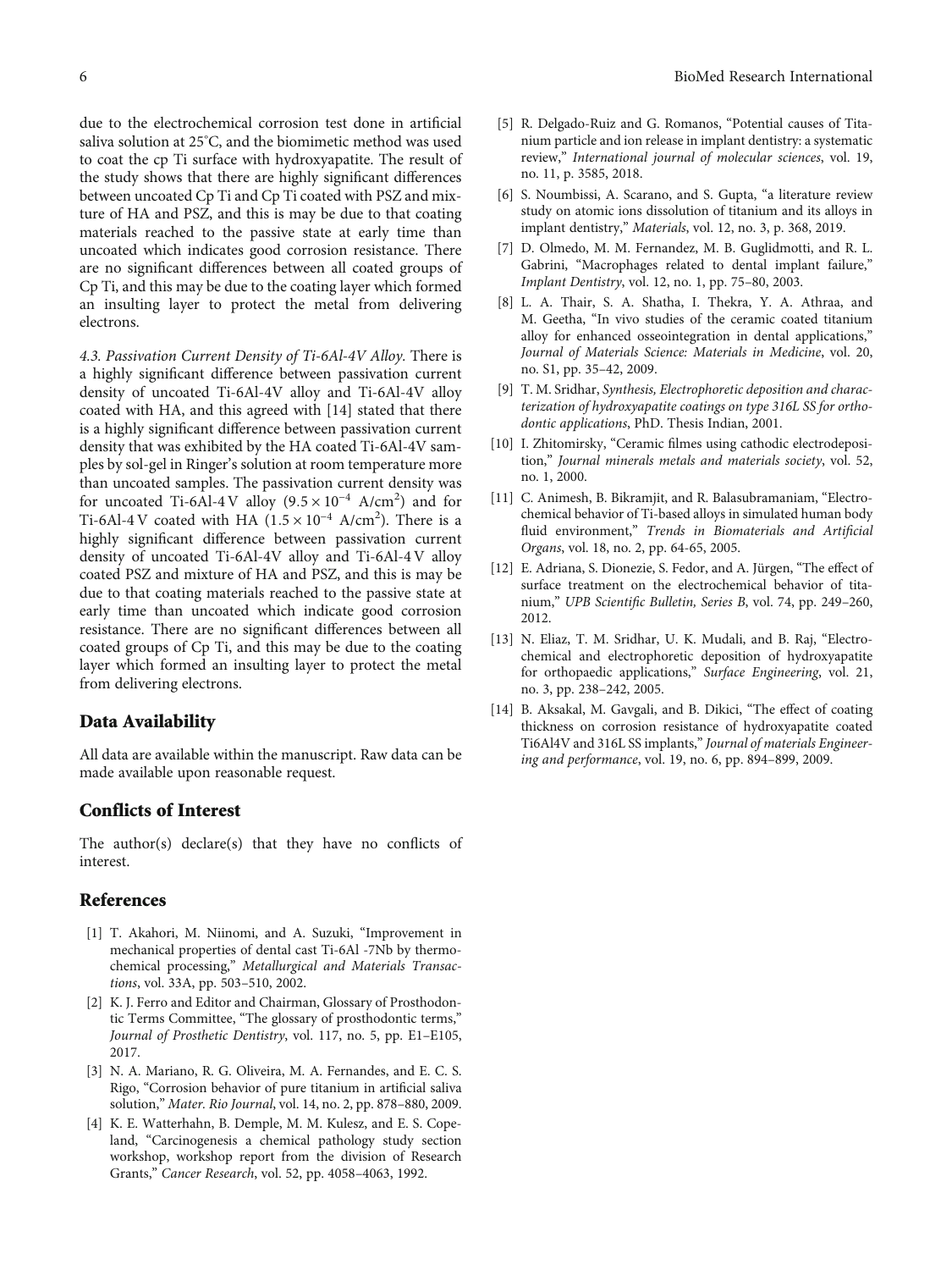due to the electrochemical corrosion test done in artificial saliva solution at 25°C, and the biomimetic method was used to coat the cp Ti surface with hydroxyapatite. The result of the study shows that there are highly significant differences between uncoated Cp Ti and Cp Ti coated with PSZ and mixture of HA and PSZ, and this is may be due to that coating materials reached to the passive state at early time than uncoated which indicates good corrosion resistance. There are no significant differences between all coated groups of Cp Ti, and this may be due to the coating layer which formed an insulting layer to protect the metal from delivering electrons.

*4.3. Passivation Current Density of Ti-6Al-4V Alloy.* There is a highly significant difference between passivation current density of uncoated Ti-6Al-4V alloy and Ti-6Al-4V alloy coated with HA, and this agreed with [14] stated that there is a highly significant difference between passivation current density that was exhibited by the HA coated Ti-6Al-4V samples by sol-gel in Ringer's solution at room temperature more than uncoated samples. The passivation current density was for uncoated Ti-6Al-4 V alloy ($9.5 \times 10^{-4}$ A/cm$^2$) and for Ti-6Al-4 V coated with HA ($1.5 \times 10^{-4}$ A/cm$^2$). There is a highly significant difference between passivation current density of uncoated Ti-6Al-4V alloy and Ti-6Al-4 V alloy coated PSZ and mixture of HA and PSZ, and this is may be due to that coating materials reached to the passive state at early time than uncoated which indicate good corrosion resistance. There are no significant differences between all coated groups of Cp Ti, and this may be due to the coating layer which formed an insulting layer to protect the metal from delivering electrons.

## Data Availability

All data are available within the manuscript. Raw data can be made available upon reasonable request.

## Conflicts of Interest

The author(s) declare(s) that they have no conflicts of interest.

## References

[1] T. Akahori, M. Niinomi, and A. Suzuki, "Improvement in mechanical properties of dental cast Ti-6Al -7Nb by thermochemical processing," *Metallurgical and Materials Transactions*, vol. 33A, pp. 503–510, 2002.

[2] K. J. Ferro and Editor and Chairman, Glossary of Prosthodontic Terms Committee, "The glossary of prosthodontic terms," *Journal of Prosthetic Dentistry*, vol. 117, no. 5, pp. E1–E105, 2017.

[3] N. A. Mariano, R. G. Oliveira, M. A. Fernandes, and E. C. S. Rigo, "Corrosion behavior of pure titanium in artificial saliva solution," *Mater. Rio Journal*, vol. 14, no. 2, pp. 878–880, 2009.

[4] K. E. Watterhahn, B. Demple, M. M. Kulesz, and E. S. Copeland, "Carcinogenesis a chemical pathology study section workshop, workshop report from the division of Research Grants," *Cancer Research*, vol. 52, pp. 4058–4063, 1992.

[5] R. Delgado-Ruiz and G. Romanos, "Potential causes of Titanium particle and ion release in implant dentistry: a systematic review," *International journal of molecular sciences*, vol. 19, no. 11, p. 3585, 2018.

[6] S. Noumbissi, A. Scarano, and S. Gupta, "a literature review study on atomic ions dissolution of titanium and its alloys in implant dentistry," *Materials*, vol. 12, no. 3, p. 368, 2019.

[7] D. Olmedo, M. M. Fernandez, M. B. Guglidmotti, and R. L. Gabrini, "Macrophages related to dental implant failure," *Implant Dentistry*, vol. 12, no. 1, pp. 75–80, 2003.

[8] L. A. Thair, S. A. Shatha, I. Thekra, Y. A. Athraa, and M. Geetha, "In vivo studies of the ceramic coated titanium alloy for enhanced osseointegration in dental applications," *Journal of Materials Science: Materials in Medicine*, vol. 20, no. S1, pp. 35–42, 2009.

[9] T. M. Sridhar, *Synthesis, Electrophoretic deposition and characterization of hydroxyapatite coatings on type 316L SS for orthodontic applications*, PhD. Thesis Indian, 2001.

[10] I. Zhitomirsky, "Ceramic filmes using cathodic electrodeposition," *Journal minerals metals and materials society*, vol. 52, no. 1, 2000.

[11] C. Animesh, B. Bikramjit, and R. Balasubramaniam, "Electrochemical behavior of Ti-based alloys in simulated human body fluid environment," *Trends in Biomaterials and Artificial Organs*, vol. 18, no. 2, pp. 64-65, 2005.

[12] E. Adriana, S. Dionezie, S. Fedor, and A. Jürgen, "The effect of surface treatment on the electrochemical behavior of titanium," *UPB Scientific Bulletin, Series B*, vol. 74, pp. 249–260, 2012.

[13] N. Eliaz, T. M. Sridhar, U. K. Mudali, and B. Raj, "Electrochemical and electrophoretic deposition of hydroxyapatite for orthopaedic applications," *Surface Engineering*, vol. 21, no. 3, pp. 238–242, 2005.

[14] B. Aksakal, M. Gavgali, and B. Dikici, "The effect of coating thickness on corrosion resistance of hydroxyapatite coated Ti6Al4V and 316L SS implants," *Journal of materials Engineering and performance*, vol. 19, no. 6, pp. 894–899, 2009.